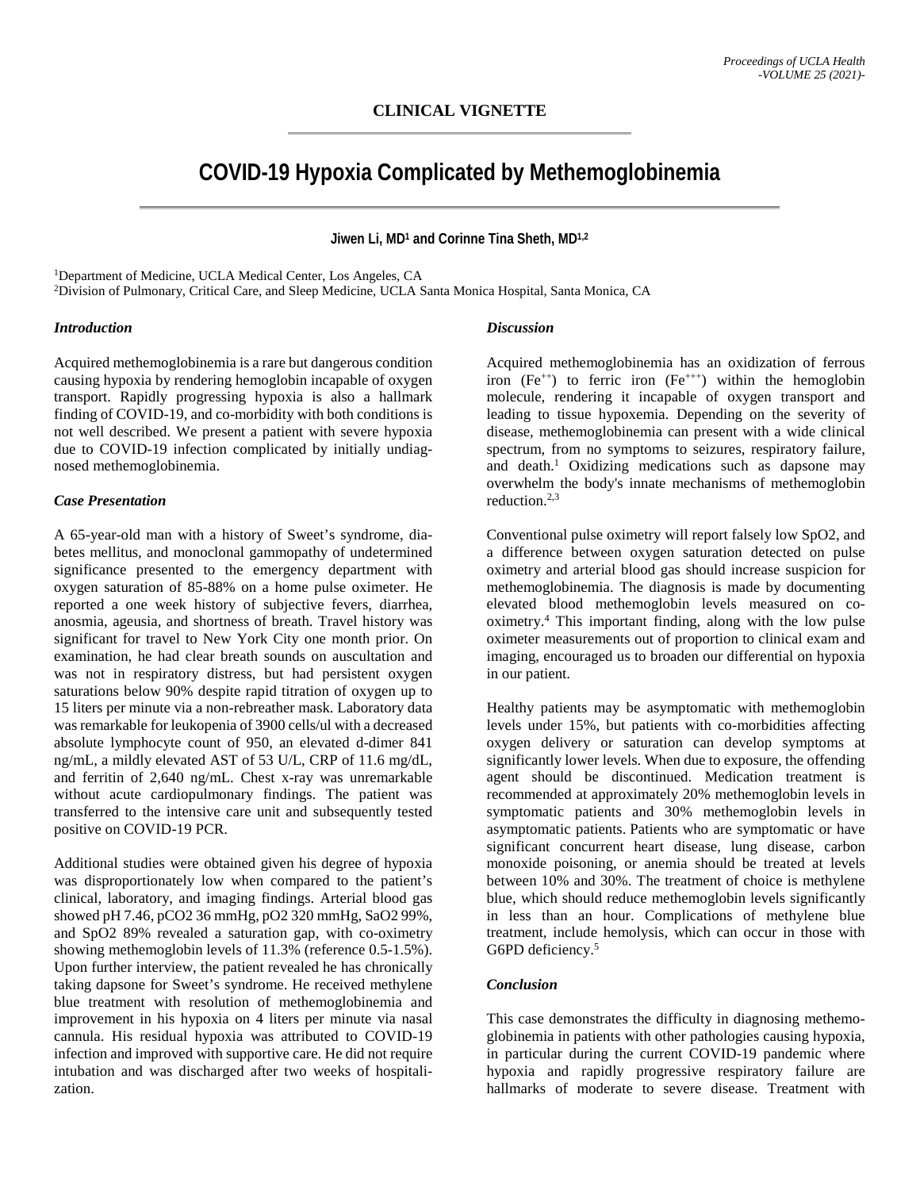**CLINICAL VIGNETTE**

# COVID-19 Hypoxia Complicated by Methemoglobinemia

**Jiwen Li, MD[1] and Corinne Tina Sheth, MD[1,2]**

[1]Department of Medicine, UCLA Medical Center, Los Angeles, CA
[2]Division of Pulmonary, Critical Care, and Sleep Medicine, UCLA Santa Monica Hospital, Santa Monica, CA

### *Introduction*

Acquired methemoglobinemia is a rare but dangerous condition causing hypoxia by rendering hemoglobin incapable of oxygen transport. Rapidly progressing hypoxia is also a hallmark finding of COVID-19, and co-morbidity with both conditions is not well described. We present a patient with severe hypoxia due to COVID-19 infection complicated by initially undiagnosed methemoglobinemia.

### *Case Presentation*

A 65-year-old man with a history of Sweet's syndrome, diabetes mellitus, and monoclonal gammopathy of undetermined significance presented to the emergency department with oxygen saturation of 85-88% on a home pulse oximeter. He reported a one week history of subjective fevers, diarrhea, anosmia, ageusia, and shortness of breath. Travel history was significant for travel to New York City one month prior. On examination, he had clear breath sounds on auscultation and was not in respiratory distress, but had persistent oxygen saturations below 90% despite rapid titration of oxygen up to 15 liters per minute via a non-rebreather mask. Laboratory data was remarkable for leukopenia of 3900 cells/ul with a decreased absolute lymphocyte count of 950, an elevated d-dimer 841 ng/mL, a mildly elevated AST of 53 U/L, CRP of 11.6 mg/dL, and ferritin of 2,640 ng/mL. Chest x-ray was unremarkable without acute cardiopulmonary findings. The patient was transferred to the intensive care unit and subsequently tested positive on COVID-19 PCR.

Additional studies were obtained given his degree of hypoxia was disproportionately low when compared to the patient's clinical, laboratory, and imaging findings. Arterial blood gas showed pH 7.46, pCO2 36 mmHg, pO2 320 mmHg, SaO2 99%, and SpO2 89% revealed a saturation gap, with co-oximetry showing methemoglobin levels of 11.3% (reference 0.5-1.5%). Upon further interview, the patient revealed he has chronically taking dapsone for Sweet's syndrome. He received methylene blue treatment with resolution of methemoglobinemia and improvement in his hypoxia on 4 liters per minute via nasal cannula. His residual hypoxia was attributed to COVID-19 infection and improved with supportive care. He did not require intubation and was discharged after two weeks of hospitalization.

### *Discussion*

Acquired methemoglobinemia has an oxidization of ferrous iron ($Fe^{++}$) to ferric iron ($Fe^{+++}$) within the hemoglobin molecule, rendering it incapable of oxygen transport and leading to tissue hypoxemia. Depending on the severity of disease, methemoglobinemia can present with a wide clinical spectrum, from no symptoms to seizures, respiratory failure, and death.[1] Oxidizing medications such as dapsone may overwhelm the body's innate mechanisms of methemoglobin reduction.[2,3]

Conventional pulse oximetry will report falsely low SpO2, and a difference between oxygen saturation detected on pulse oximetry and arterial blood gas should increase suspicion for methemoglobinemia. The diagnosis is made by documenting elevated blood methemoglobin levels measured on co-oximetry.[4] This important finding, along with the low pulse oximeter measurements out of proportion to clinical exam and imaging, encouraged us to broaden our differential on hypoxia in our patient.

Healthy patients may be asymptomatic with methemoglobin levels under 15%, but patients with co-morbidities affecting oxygen delivery or saturation can develop symptoms at significantly lower levels. When due to exposure, the offending agent should be discontinued. Medication treatment is recommended at approximately 20% methemoglobin levels in symptomatic patients and 30% methemoglobin levels in asymptomatic patients. Patients who are symptomatic or have significant concurrent heart disease, lung disease, carbon monoxide poisoning, or anemia should be treated at levels between 10% and 30%. The treatment of choice is methylene blue, which should reduce methemoglobin levels significantly in less than an hour. Complications of methylene blue treatment, include hemolysis, which can occur in those with G6PD deficiency.[5]

### *Conclusion*

This case demonstrates the difficulty in diagnosing methemoglobinemia in patients with other pathologies causing hypoxia, in particular during the current COVID-19 pandemic where hypoxia and rapidly progressive respiratory failure are hallmarks of moderate to severe disease. Treatment with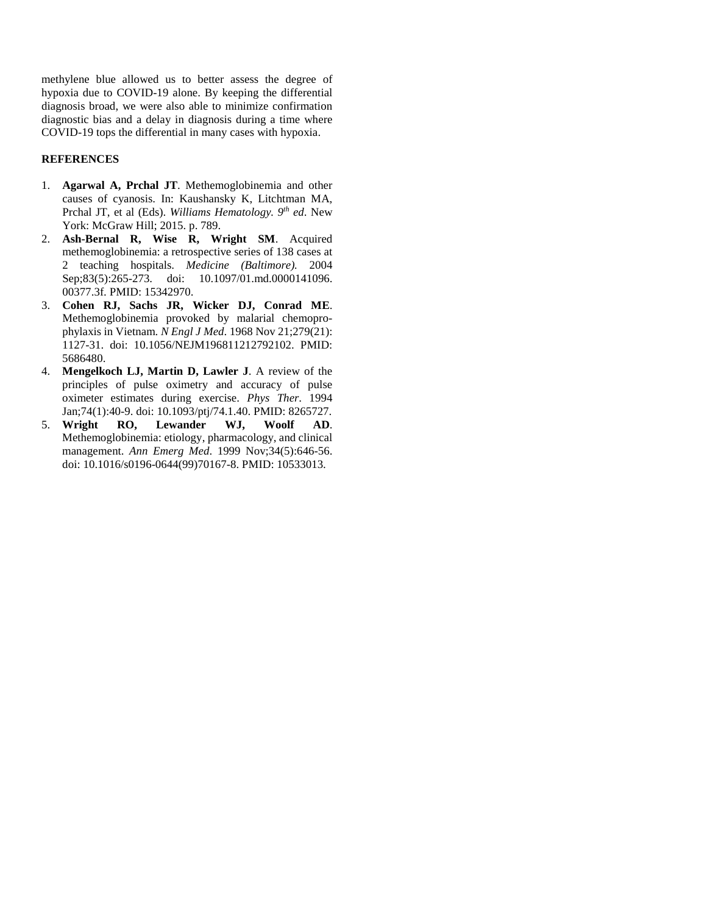methylene blue allowed us to better assess the degree of hypoxia due to COVID-19 alone. By keeping the differential diagnosis broad, we were also able to minimize confirmation diagnostic bias and a delay in diagnosis during a time where COVID-19 tops the differential in many cases with hypoxia.

## REFERENCES

1. **Agarwal A, Prchal JT**. Methemoglobinemia and other causes of cyanosis. In: Kaushansky K, Litchtman MA, Prchal JT, et al (Eds). *Williams Hematology. 9th ed*. New York: McGraw Hill; 2015. p. 789.
2. **Ash-Bernal R, Wise R, Wright SM**. Acquired methemoglobinemia: a retrospective series of 138 cases at 2 teaching hospitals. *Medicine (Baltimore).* 2004 Sep;83(5):265-273. doi: 10.1097/01.md.0000141096.00377.3f. PMID: 15342970.
3. **Cohen RJ, Sachs JR, Wicker DJ, Conrad ME**. Methemoglobinemia provoked by malarial chemoprophylaxis in Vietnam. *N Engl J Med*. 1968 Nov 21;279(21):1127-31. doi: 10.1056/NEJM196811212792102. PMID: 5686480.
4. **Mengelkoch LJ, Martin D, Lawler J**. A review of the principles of pulse oximetry and accuracy of pulse oximeter estimates during exercise. *Phys Ther*. 1994 Jan;74(1):40-9. doi: 10.1093/ptj/74.1.40. PMID: 8265727.
5. **Wright RO, Lewander WJ, Woolf AD**. Methemoglobinemia: etiology, pharmacology, and clinical management. *Ann Emerg Med*. 1999 Nov;34(5):646-56. doi: 10.1016/s0196-0644(99)70167-8. PMID: 10533013.